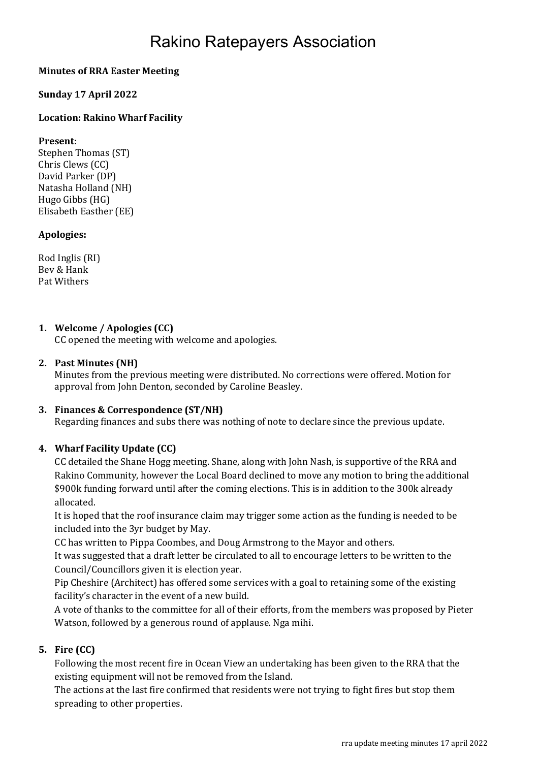# Rakino Ratepayers Association

**Minutes of RRA Easter Meeting**

**Sunday 17 April 2022**

**Location: Rakino Wharf Facility**

**Present:**
Stephen Thomas (ST)
Chris Clews (CC)
David Parker (DP)
Natasha Holland (NH)
Hugo Gibbs (HG)
Elisabeth Easther (EE)

**Apologies:**

Rod Inglis (RI)
Bev & Hank
Pat Withers

1. **Welcome / Apologies (CC)**
   CC opened the meeting with welcome and apologies.

2. **Past Minutes (NH)**
   Minutes from the previous meeting were distributed. No corrections were offered. Motion for approval from John Denton, seconded by Caroline Beasley.

3. **Finances & Correspondence (ST/NH)**
   Regarding finances and subs there was nothing of note to declare since the previous update.

4. **Wharf Facility Update (CC)**
   CC detailed the Shane Hogg meeting. Shane, along with John Nash, is supportive of the RRA and Rakino Community, however the Local Board declined to move any motion to bring the additional $900k funding forward until after the coming elections. This is in addition to the 300k already allocated.
   It is hoped that the roof insurance claim may trigger some action as the funding is needed to be included into the 3yr budget by May.
   CC has written to Pippa Coombes, and Doug Armstrong to the Mayor and others.
   It was suggested that a draft letter be circulated to all to encourage letters to be written to the Council/Councillors given it is election year.
   Pip Cheshire (Architect) has offered some services with a goal to retaining some of the existing facility's character in the event of a new build.
   A vote of thanks to the committee for all of their efforts, from the members was proposed by Pieter Watson, followed by a generous round of applause. Nga mihi.

5. **Fire (CC)**
   Following the most recent fire in Ocean View an undertaking has been given to the RRA that the existing equipment will not be removed from the Island.
   The actions at the last fire confirmed that residents were not trying to fight fires but stop them spreading to other properties.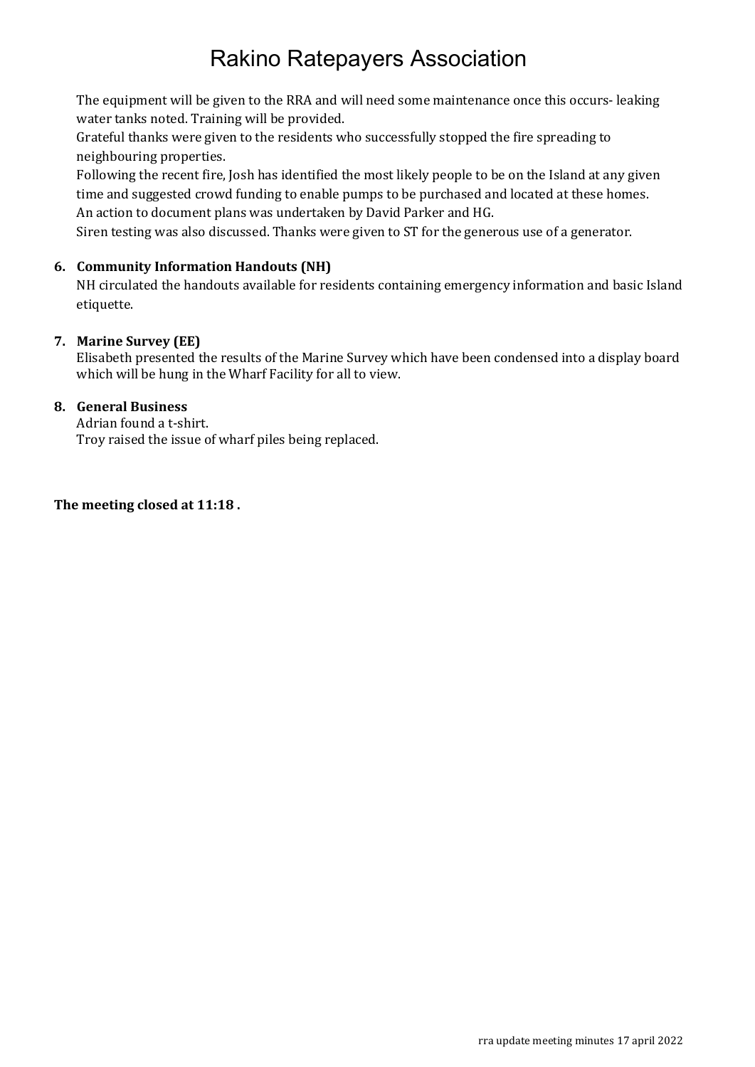The equipment will be given to the RRA and will need some maintenance once this occurs- leaking water tanks noted. Training will be provided.
Grateful thanks were given to the residents who successfully stopped the fire spreading to neighbouring properties.
Following the recent fire, Josh has identified the most likely people to be on the Island at any given time and suggested crowd funding to enable pumps to be purchased and located at these homes.
An action to document plans was undertaken by David Parker and HG.
Siren testing was also discussed. Thanks were given to ST for the generous use of a generator.

**6. Community Information Handouts (NH)**

NH circulated the handouts available for residents containing emergency information and basic Island etiquette.

**7. Marine Survey (EE)**

Elisabeth presented the results of the Marine Survey which have been condensed into a display board which will be hung in the Wharf Facility for all to view.

**8. General Business**

Adrian found a t-shirt.
Troy raised the issue of wharf piles being replaced.

**The meeting closed at 11:18 .**